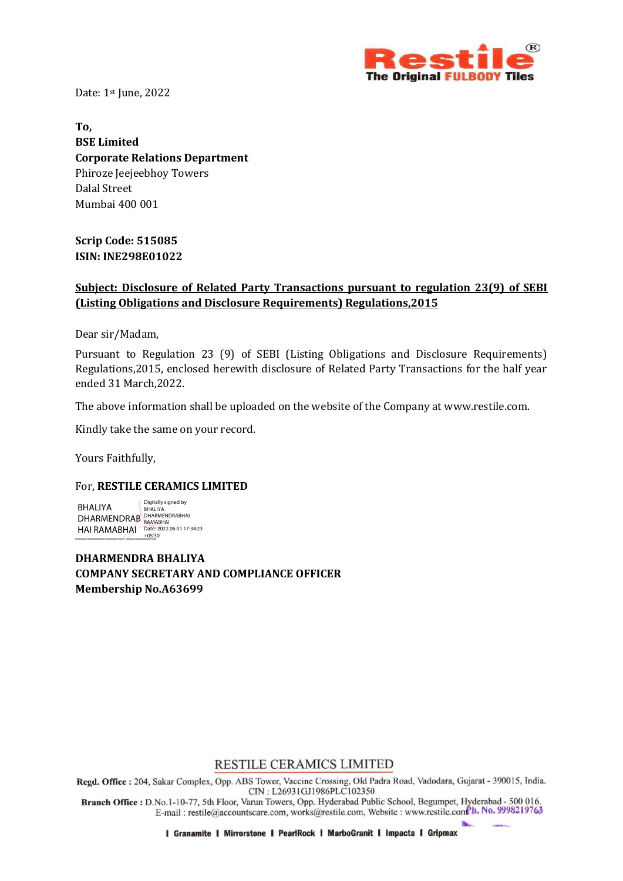Restile® The Original FULBODY Tiles

Date: 1st June, 2022

**To,**
**BSE Limited**
**Corporate Relations Department**
Phiroze Jeejeebhoy Towers
Dalal Street
Mumbai 400 001

**Scrip Code: 515085**
**ISIN: INE298E01022**

**Subject: Disclosure of Related Party Transactions pursuant to regulation 23(9) of SEBI (Listing Obligations and Disclosure Requirements) Regulations,2015**

Dear sir/Madam,

Pursuant to Regulation 23 (9) of SEBI (Listing Obligations and Disclosure Requirements) Regulations,2015, enclosed herewith disclosure of Related Party Transactions for the half year ended 31 March,2022.

The above information shall be uploaded on the website of the Company at www.restile.com.

Kindly take the same on your record.

Yours Faithfully,

For, **RESTILE CERAMICS LIMITED**

BHALIYA DHARMENDRABHAI RAMABHAI
Digitally signed by BHALIYA DHARMENDRABHAI RAMABHAI
Date: 2022.06.01 17:34:23 +05'30'

**DHARMENDRA BHALIYA**
**COMPANY SECRETARY AND COMPLIANCE OFFICER**
**Membership No.A63699**

RESTILE CERAMICS LIMITED

**Regd. Office :** 204, Sakar Complex, Opp. ABS Tower, Vaccine Crossing, Old Padra Road, Vadodara, Gujarat - 390015, India.
CIN : L26931GJ1986PLC102350
**Branch Office :** D.No.1-10-77, 5th Floor, Varun Towers, Opp. Hyderabad Public School, Begumpet, Hyderabad - 500 016.
E-mail : restile@accountscare.com, works@restile.com, Website : www.restile.com Ph. No. 9998219763

Granamite | Mirrorstone | PearlRock | MarboGranit | Impacta | Gripmax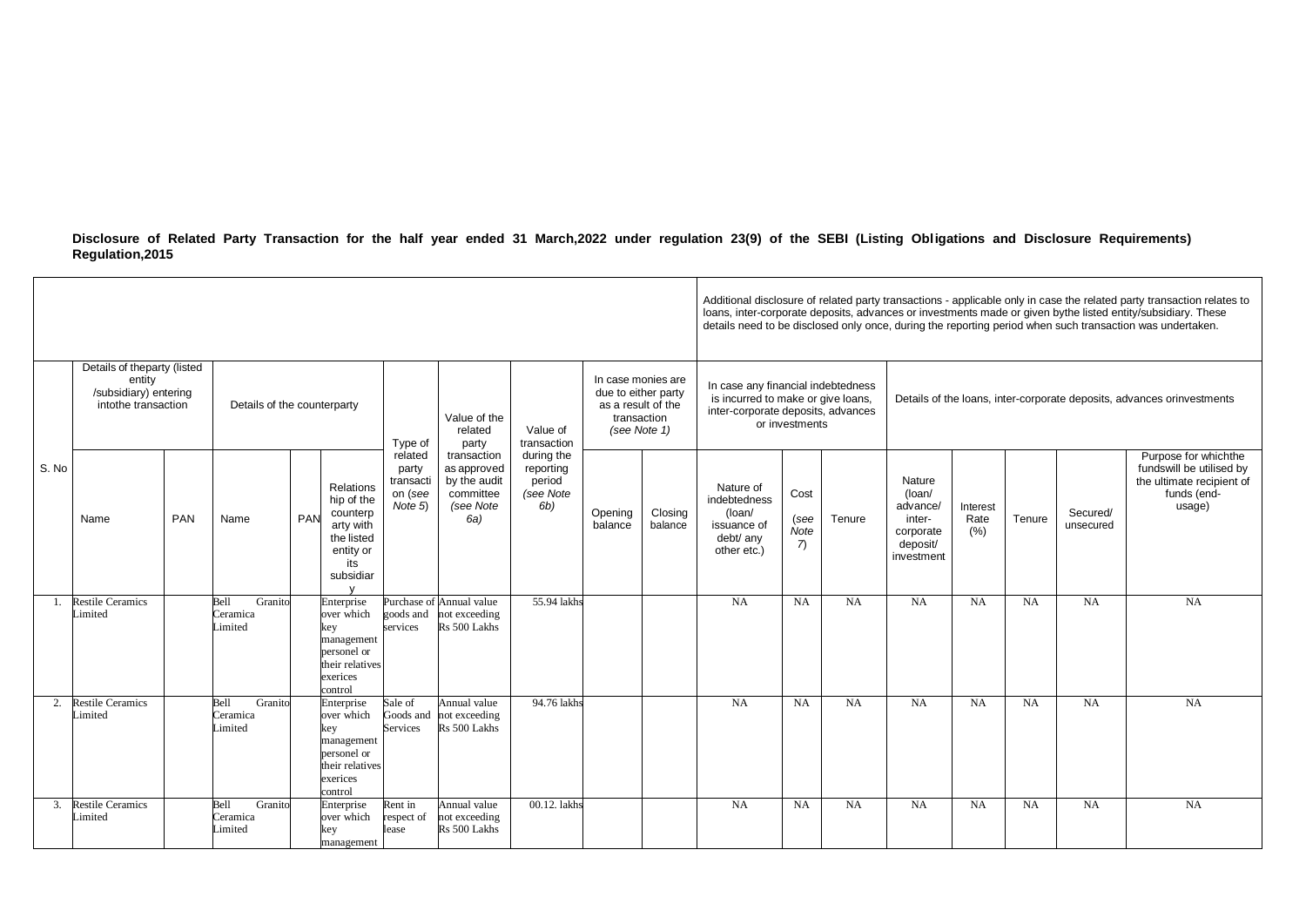**Disclosure of Related Party Transaction for the half year ended 31 March,2022 under regulation 23(9) of the SEBI (Listing Obligations and Disclosure Requirements) Regulation,2015**

| | | | | | | | | | | | Additional disclosure of related party transactions - applicable only in case the related party transaction relates to loans, inter-corporate deposits, advances or investments made or given bythe listed entity/subsidiary. These details need to be disclosed only once, during the reporting period when such transaction was undertaken. | | | | | | | |
|---|---|---|---|---|---|---|---|---|---|---|---|---|---|---|---|---|---|---|
| | Details of theparty (listed entity /subsidiary) entering intothe transaction | | Details of the counterparty | | | Type of related party transaction (see Note 5) | Value of the related party transaction as approved by the audit committee (see Note 6a) | Value of transaction during the reporting period (see Note 6b) | In case monies are due to either party as a result of the transaction (see Note 1) | | In case any financial indebtedness is incurred to make or give loans, inter-corporate deposits, advances or investments | | | Details of the loans, inter-corporate deposits, advances orinvestments | | | | |
| S. No | Name | PAN | Name | PAN | Relationship of the counterparty with the listed entity or its subsidiary | | | | Opening balance | Closing balance | Nature of indebtedness (loan/ issuance of debt/ any other etc.) | Cost (see Note 7) | Tenure | Nature (loan/ advance/ inter-corporate deposit/ investment | Interest Rate (%) | Tenure | Secured/ unsecured | Purpose for whichthe fundswill be utilised by the ultimate recipient of funds (end-usage) |
| 1. | Restile Ceramics Limited | | Bell Granito Ceramica Limited | | Enterprise over which key management personel or their relatives exerices control | Purchase of goods and services | Annual value not exceeding Rs 500 Lakhs | 55.94 lakhs | | | NA | NA | NA | NA | NA | NA | NA | NA |
| 2. | Restile Ceramics Limited | | Bell Granito Ceramica Limited | | Enterprise over which key management personel or their relatives exerices control | Sale of Goods and Services | Annual value not exceeding Rs 500 Lakhs | 94.76 lakhs | | | NA | NA | NA | NA | NA | NA | NA | NA |
| 3. | Restile Ceramics Limited | | Bell Granito Ceramica Limited | | Enterprise over which key management | Rent in respect of lease | Annual value not exceeding Rs 500 Lakhs | 00.12. lakhs | | | NA | NA | NA | NA | NA | NA | NA | NA |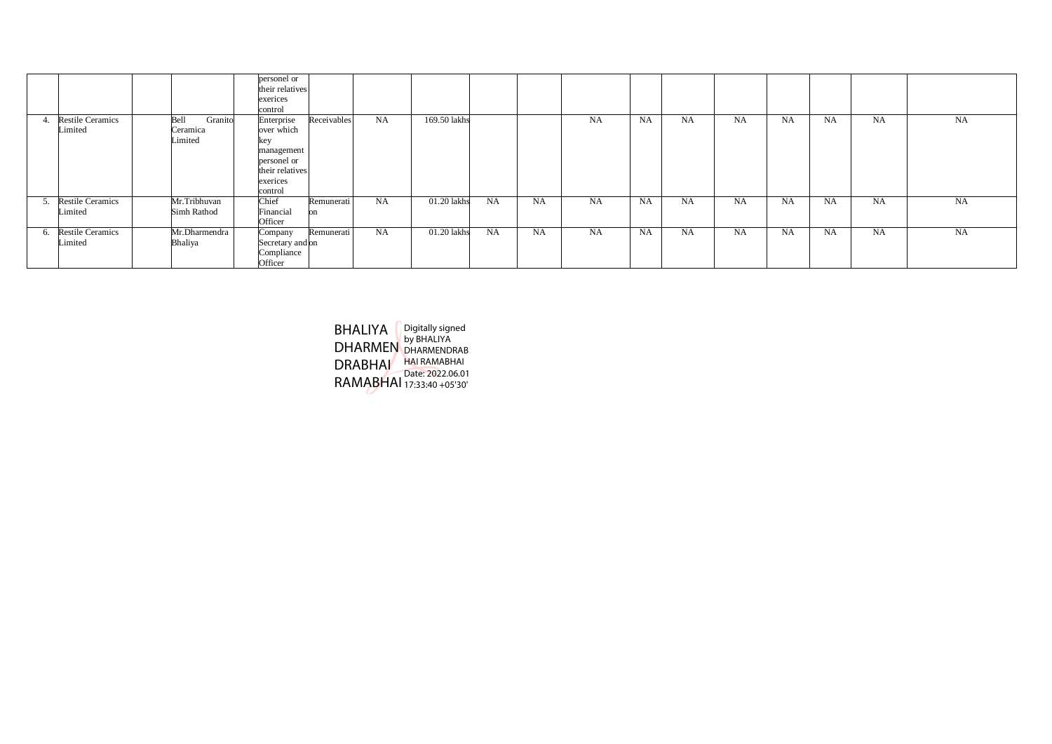| | | | | | | | | | | | | | | | | | | |
|---|---|---|---|---|---|---|---|---|---|---|---|---|---|---|---|---|---|---|
| | | | | | personel or their relatives exerices control | | | | | | | | | | | | | |
| 4. | Restile Ceramics Limited | | Bell Granito Ceramica Limited | | Enterprise over which key management personel or their relatives exerices control | Receivables | NA | 169.50 lakhs | | | NA | NA | NA | NA | NA | NA | NA | NA |
| 5. | Restile Ceramics Limited | | Mr.Tribhuvan Simh Rathod | | Chief Financial Officer | Remuneration | NA | 01.20 lakhs | NA | NA | NA | NA | NA | NA | NA | NA | NA | NA |
| 6. | Restile Ceramics Limited | | Mr.Dharmendra Bhaliya | | Company Secretary and Compliance Officer | Remuneration | NA | 01.20 lakhs | NA | NA | NA | NA | NA | NA | NA | NA | NA | NA |

BHALIYA DHARMENDRABHAI RAMABHAI

Digitally signed by BHALIYA DHARMENDRABHAI RAMABHAI
Date: 2022.06.01 17:33:40 +05'30'